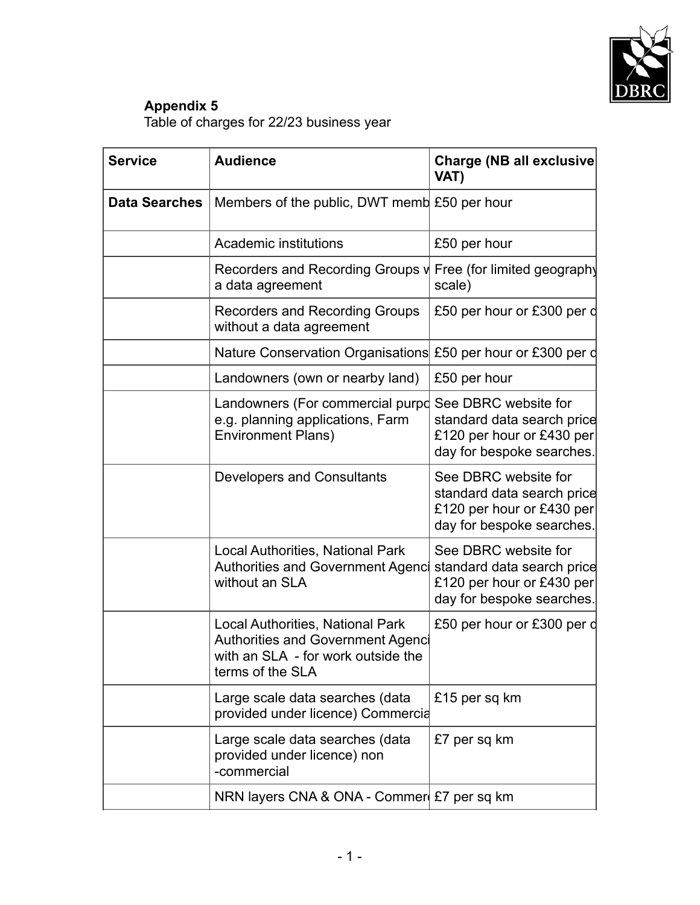**Appendix 5**
Table of charges for 22/23 business year

| Service | Audience | Charge (NB all exclusive VAT) |
|---|---|---|
| **Data Searches** | Members of the public, DWT memb | £50 per hour |
| | Academic institutions | £50 per hour |
| | Recorders and Recording Groups v a data agreement | Free (for limited geography scale) |
| | Recorders and Recording Groups without a data agreement | £50 per hour or £300 per d |
| | Nature Conservation Organisations | £50 per hour or £300 per d |
| | Landowners (own or nearby land) | £50 per hour |
| | Landowners (For commercial purpo e.g. planning applications, Farm Environment Plans) | See DBRC website for standard data search price £120 per hour or £430 per day for bespoke searches. |
| | Developers and Consultants | See DBRC website for standard data search price £120 per hour or £430 per day for bespoke searches. |
| | Local Authorities, National Park Authorities and Government Agenci without an SLA | See DBRC website for standard data search price £120 per hour or £430 per day for bespoke searches. |
| | Local Authorities, National Park Authorities and Government Agenci with an SLA - for work outside the terms of the SLA | £50 per hour or £300 per d |
| | Large scale data searches (data provided under licence) Commercia | £15 per sq km |
| | Large scale data searches (data provided under licence) non -commercial | £7 per sq km |
| | NRN layers CNA & ONA - Commer | £7 per sq km |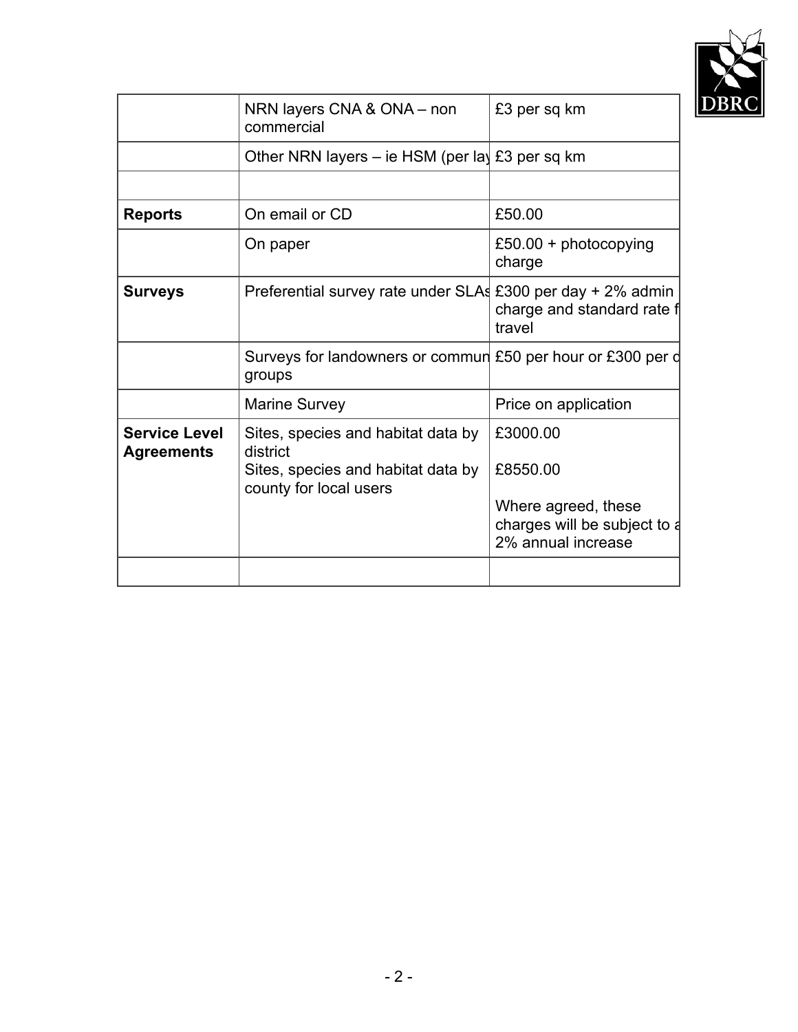| | | |
|---|---|---|
| | NRN layers CNA & ONA – non commercial | £3 per sq km |
| | Other NRN layers – ie HSM (per lay | £3 per sq km |
| | | |
| **Reports** | On email or CD | £50.00 |
| | On paper | £50.00 + photocopying charge |
| **Surveys** | Preferential survey rate under SLAs | £300 per day + 2% admin charge and standard rate f travel |
| | Surveys for landowners or commun groups | £50 per hour or £300 per d |
| | Marine Survey | Price on application |
| **Service Level Agreements** | Sites, species and habitat data by district<br>Sites, species and habitat data by county for local users | £3000.00<br>£8550.00<br>Where agreed, these charges will be subject to a 2% annual increase |
| | | |